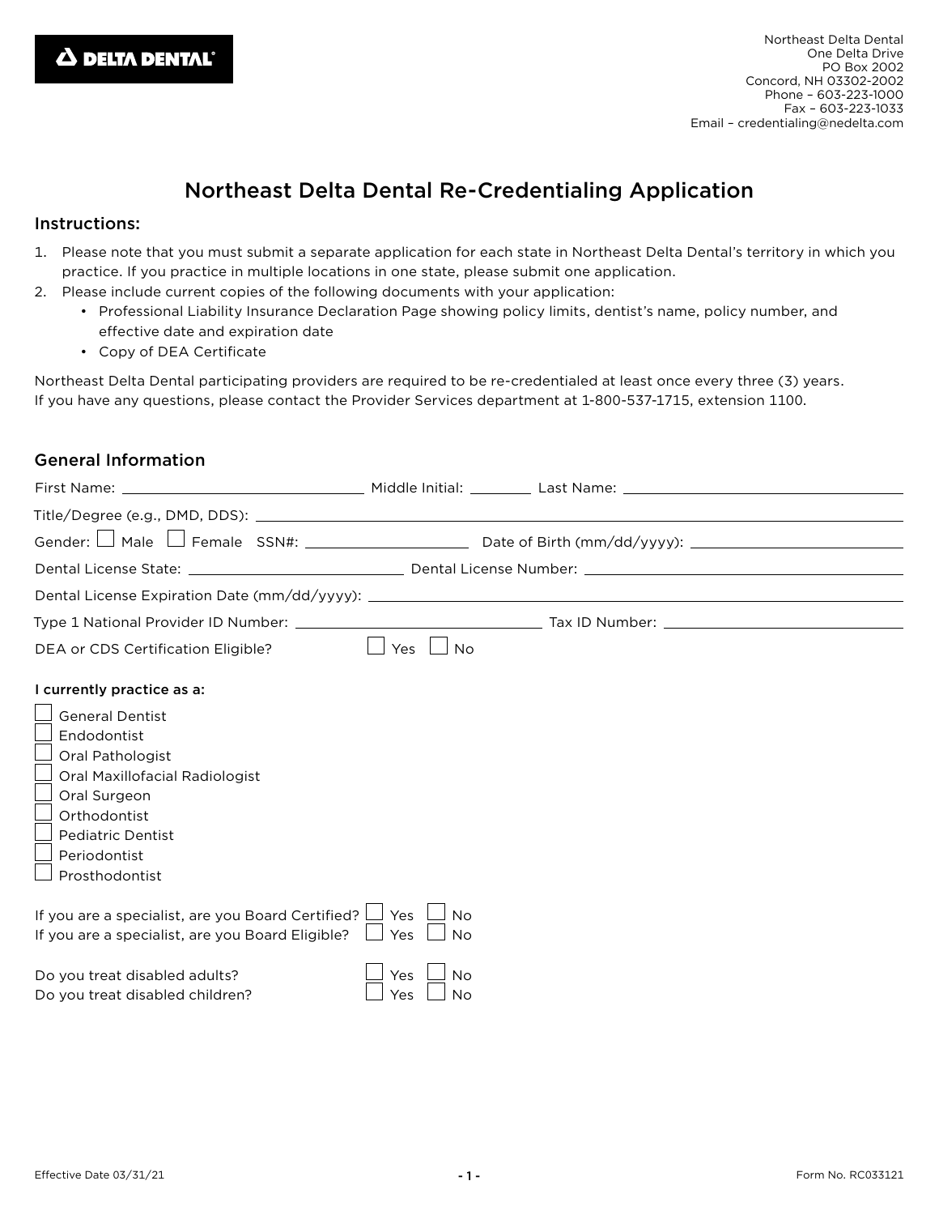DELTA DENTAL

Northeast Delta Dental
One Delta Drive
PO Box 2002
Concord, NH 03302-2002
Phone – 603-223-1000
Fax – 603-223-1033
Email – credentialing@nedelta.com

# Northeast Delta Dental Re-Credentialing Application

## Instructions:

1. Please note that you must submit a separate application for each state in Northeast Delta Dental's territory in which you practice. If you practice in multiple locations in one state, please submit one application.
2. Please include current copies of the following documents with your application:
   - Professional Liability Insurance Declaration Page showing policy limits, dentist's name, policy number, and effective date and expiration date
   - Copy of DEA Certificate

Northeast Delta Dental participating providers are required to be re-credentialed at least once every three (3) years.
If you have any questions, please contact the Provider Services department at 1-800-537-1715, extension 1100.

## General Information

First Name: ______________________ Middle Initial: ________ Last Name: ______________________

Title/Degree (e.g., DMD, DDS): ______________________

Gender: ☐ Male ☐ Female SSN#: ______________ Date of Birth (mm/dd/yyyy): ______________

Dental License State: ______________ Dental License Number: ______________

Dental License Expiration Date (mm/dd/yyyy): ______________

Type 1 National Provider ID Number: ______________ Tax ID Number: ______________

DEA or CDS Certification Eligible? ☐ Yes ☐ No

**I currently practice as a:**

☐ General Dentist
☐ Endodontist
☐ Oral Pathologist
☐ Oral Maxillofacial Radiologist
☐ Oral Surgeon
☐ Orthodontist
☐ Pediatric Dentist
☐ Periodontist
☐ Prosthodontist

If you are a specialist, are you Board Certified? ☐ Yes ☐ No
If you are a specialist, are you Board Eligible? ☐ Yes ☐ No

Do you treat disabled adults? ☐ Yes ☐ No
Do you treat disabled children? ☐ Yes ☐ No

Effective Date 03/31/21 Form No. RC033121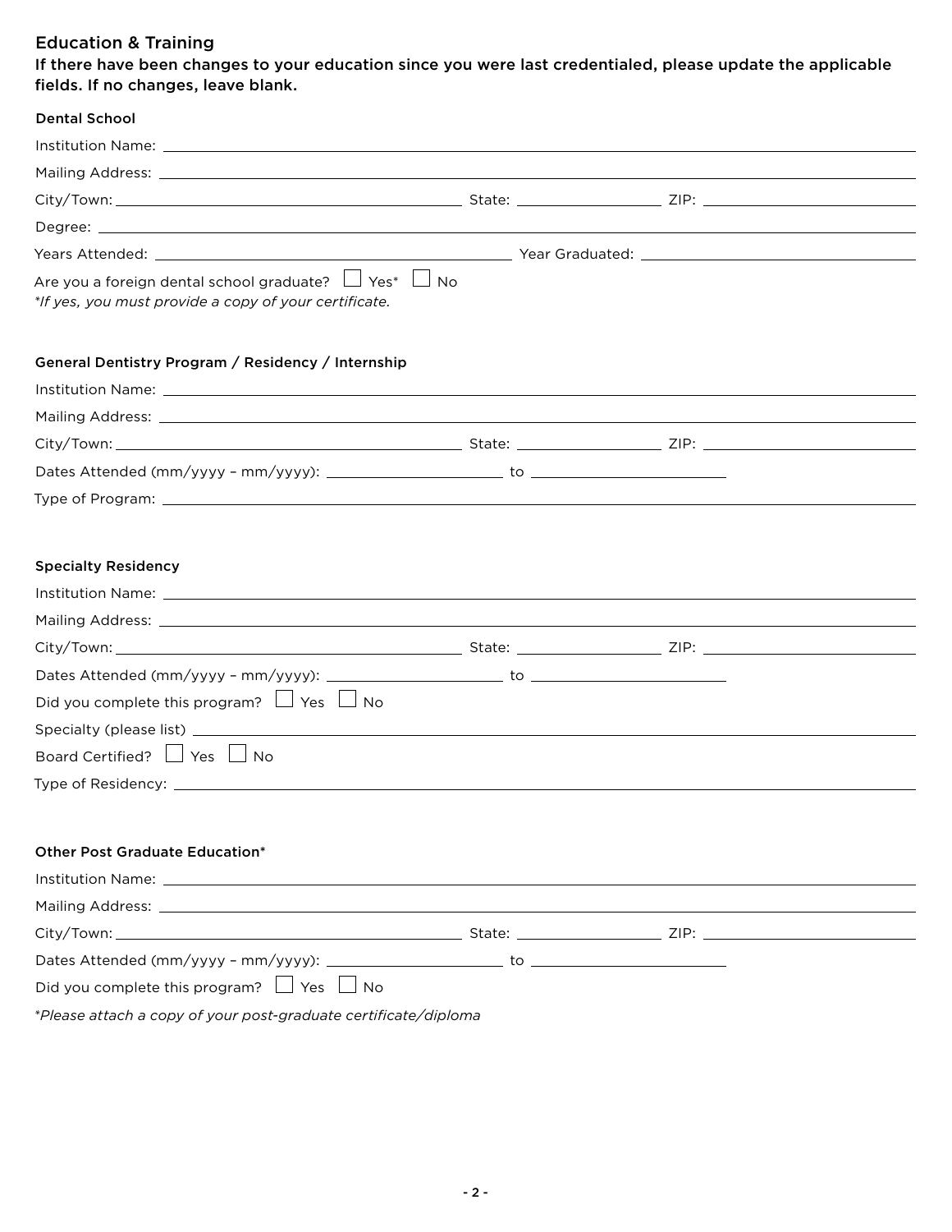## Education & Training

**If there have been changes to your education since you were last credentialed, please update the applicable fields. If no changes, leave blank.**

### Dental School

Institution Name: ______________________________

Mailing Address: ______________________________

City/Town: ____________________ State: __________ ZIP: __________

Degree: ______________________________

Years Attended: ____________________ Year Graduated: ____________________

Are you a foreign dental school graduate? ☐ Yes* ☐ No

*If yes, you must provide a copy of your certificate.*

### General Dentistry Program / Residency / Internship

Institution Name: ______________________________

Mailing Address: ______________________________

City/Town: ____________________ State: __________ ZIP: __________

Dates Attended (mm/yyyy – mm/yyyy): __________ to __________

Type of Program: ______________________________

### Specialty Residency

Institution Name: ______________________________

Mailing Address: ______________________________

City/Town: ____________________ State: __________ ZIP: __________

Dates Attended (mm/yyyy – mm/yyyy): __________ to __________

Did you complete this program? ☐ Yes ☐ No

Specialty (please list) ______________________________

Board Certified? ☐ Yes ☐ No

Type of Residency: ______________________________

### Other Post Graduate Education*

Institution Name: ______________________________

Mailing Address: ______________________________

City/Town: ____________________ State: __________ ZIP: __________

Dates Attended (mm/yyyy – mm/yyyy): __________ to __________

Did you complete this program? ☐ Yes ☐ No

*Please attach a copy of your post-graduate certificate/diploma*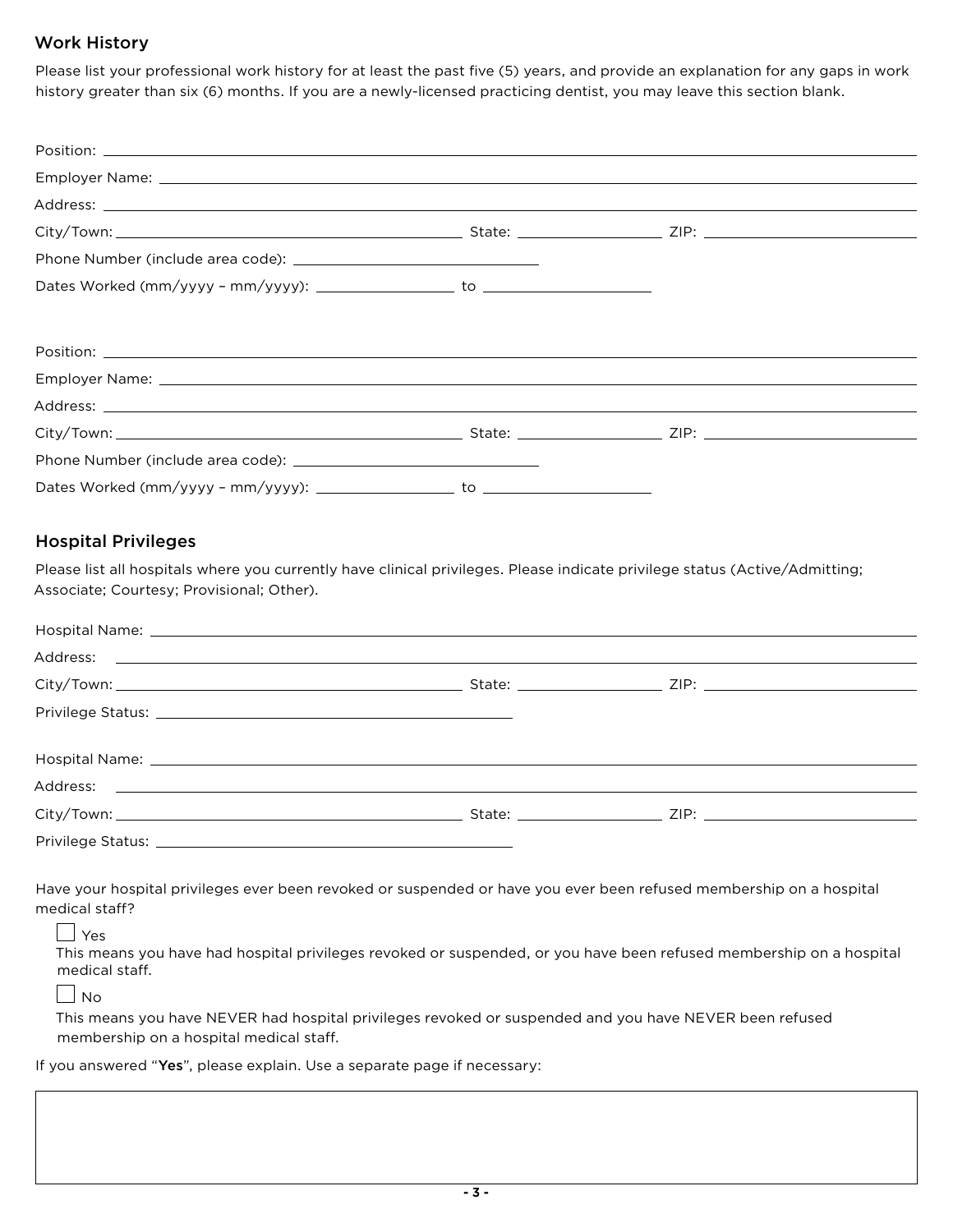## Work History

Please list your professional work history for at least the past five (5) years, and provide an explanation for any gaps in work history greater than six (6) months. If you are a newly-licensed practicing dentist, you may leave this section blank.

Position: ______________________________

Employer Name: ______________________________

Address: ______________________________

City/Town: ______________________________ State: ______________ ZIP: ______________

Phone Number (include area code): ______________________________

Dates Worked (mm/yyyy – mm/yyyy): ______________ to ______________

Position: ______________________________

Employer Name: ______________________________

Address: ______________________________

City/Town: ______________________________ State: ______________ ZIP: ______________

Phone Number (include area code): ______________________________

Dates Worked (mm/yyyy – mm/yyyy): ______________ to ______________

## Hospital Privileges

Please list all hospitals where you currently have clinical privileges. Please indicate privilege status (Active/Admitting; Associate; Courtesy; Provisional; Other).

Hospital Name: ______________________________

Address: ______________________________

City/Town: ______________________________ State: ______________ ZIP: ______________

Privilege Status: ______________________________

Hospital Name: ______________________________

Address: ______________________________

City/Town: ______________________________ State: ______________ ZIP: ______________

Privilege Status: ______________________________

Have your hospital privileges ever been revoked or suspended or have you ever been refused membership on a hospital medical staff?

☐ Yes
This means you have had hospital privileges revoked or suspended, or you have been refused membership on a hospital medical staff.

☐ No
This means you have NEVER had hospital privileges revoked or suspended and you have NEVER been refused membership on a hospital medical staff.

If you answered "**Yes**", please explain. Use a separate page if necessary:

| |
|---|
| |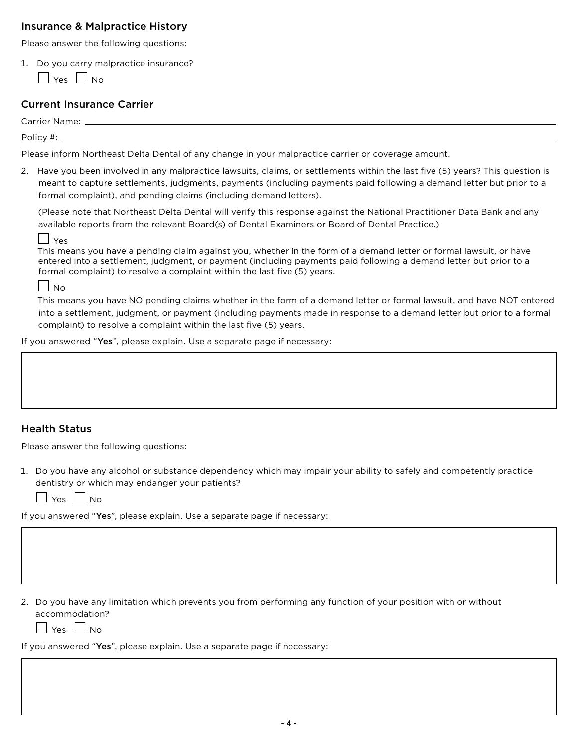## Insurance & Malpractice History

Please answer the following questions:

1. Do you carry malpractice insurance?

   ☐ Yes ☐ No

## Current Insurance Carrier

Carrier Name: ______________________________

Policy #: ______________________________

Please inform Northeast Delta Dental of any change in your malpractice carrier or coverage amount.

2. Have you been involved in any malpractice lawsuits, claims, or settlements within the last five (5) years? This question is meant to capture settlements, judgments, payments (including payments paid following a demand letter but prior to a formal complaint), and pending claims (including demand letters).

   (Please note that Northeast Delta Dental will verify this response against the National Practitioner Data Bank and any available reports from the relevant Board(s) of Dental Examiners or Board of Dental Practice.)

   ☐ Yes
   This means you have a pending claim against you, whether in the form of a demand letter or formal lawsuit, or have entered into a settlement, judgment, or payment (including payments paid following a demand letter but prior to a formal complaint) to resolve a complaint within the last five (5) years.

   ☐ No
   This means you have NO pending claims whether in the form of a demand letter or formal lawsuit, and have NOT entered into a settlement, judgment, or payment (including payments made in response to a demand letter but prior to a formal complaint) to resolve a complaint within the last five (5) years.

If you answered "**Yes**", please explain. Use a separate page if necessary:

## Health Status

Please answer the following questions:

1. Do you have any alcohol or substance dependency which may impair your ability to safely and competently practice dentistry or which may endanger your patients?

   ☐ Yes ☐ No

If you answered "**Yes**", please explain. Use a separate page if necessary:

2. Do you have any limitation which prevents you from performing any function of your position with or without accommodation?

   ☐ Yes ☐ No

If you answered "**Yes**", please explain. Use a separate page if necessary: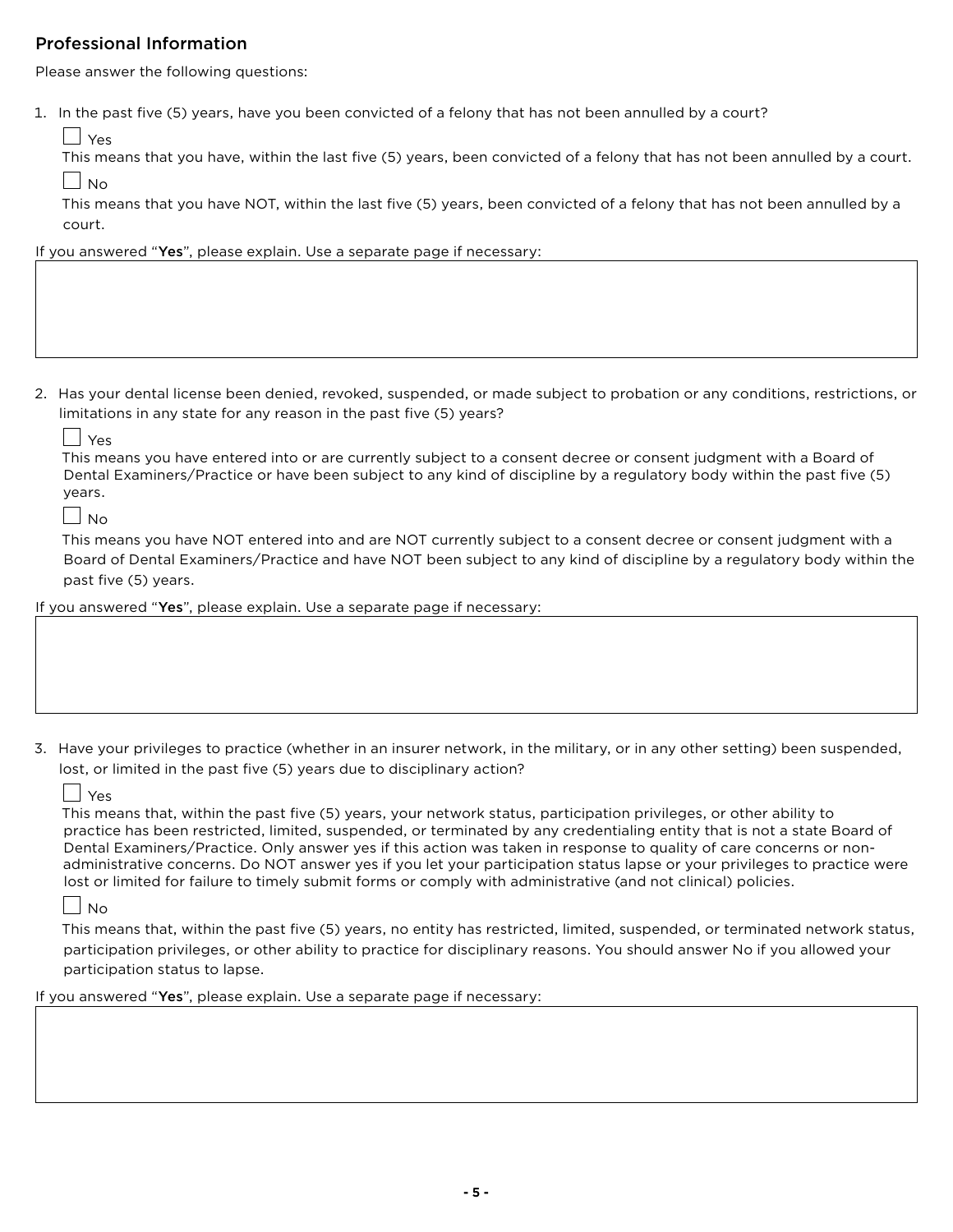## Professional Information

Please answer the following questions:

1. In the past five (5) years, have you been convicted of a felony that has not been annulled by a court?

   ☐ Yes

   This means that you have, within the last five (5) years, been convicted of a felony that has not been annulled by a court.

   ☐ No

   This means that you have NOT, within the last five (5) years, been convicted of a felony that has not been annulled by a court.

If you answered "**Yes**", please explain. Use a separate page if necessary:

2. Has your dental license been denied, revoked, suspended, or made subject to probation or any conditions, restrictions, or limitations in any state for any reason in the past five (5) years?

   ☐ Yes

   This means you have entered into or are currently subject to a consent decree or consent judgment with a Board of Dental Examiners/Practice or have been subject to any kind of discipline by a regulatory body within the past five (5) years.

   ☐ No

   This means you have NOT entered into and are NOT currently subject to a consent decree or consent judgment with a Board of Dental Examiners/Practice and have NOT been subject to any kind of discipline by a regulatory body within the past five (5) years.

If you answered "**Yes**", please explain. Use a separate page if necessary:

3. Have your privileges to practice (whether in an insurer network, in the military, or in any other setting) been suspended, lost, or limited in the past five (5) years due to disciplinary action?

   ☐ Yes

   This means that, within the past five (5) years, your network status, participation privileges, or other ability to practice has been restricted, limited, suspended, or terminated by any credentialing entity that is not a state Board of Dental Examiners/Practice. Only answer yes if this action was taken in response to quality of care concerns or non-administrative concerns. Do NOT answer yes if you let your participation status lapse or your privileges to practice were lost or limited for failure to timely submit forms or comply with administrative (and not clinical) policies.

   ☐ No

   This means that, within the past five (5) years, no entity has restricted, limited, suspended, or terminated network status, participation privileges, or other ability to practice for disciplinary reasons. You should answer No if you allowed your participation status to lapse.

If you answered "**Yes**", please explain. Use a separate page if necessary: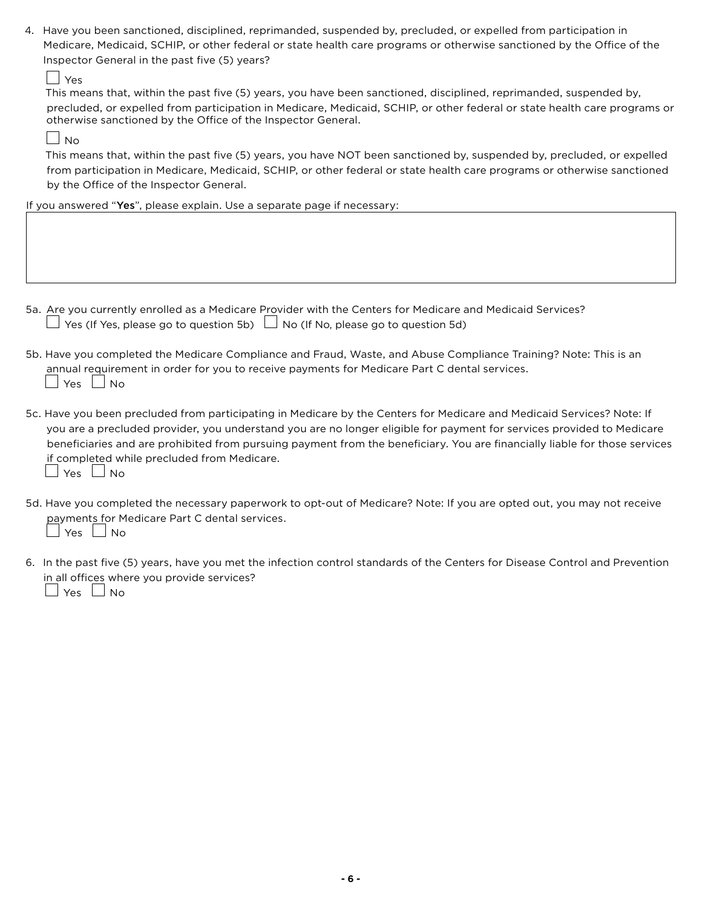4. Have you been sanctioned, disciplined, reprimanded, suspended by, precluded, or expelled from participation in Medicare, Medicaid, SCHIP, or other federal or state health care programs or otherwise sanctioned by the Office of the Inspector General in the past five (5) years?

   ☐ Yes

   This means that, within the past five (5) years, you have been sanctioned, disciplined, reprimanded, suspended by, precluded, or expelled from participation in Medicare, Medicaid, SCHIP, or other federal or state health care programs or otherwise sanctioned by the Office of the Inspector General.

   ☐ No

   This means that, within the past five (5) years, you have NOT been sanctioned by, suspended by, precluded, or expelled from participation in Medicare, Medicaid, SCHIP, or other federal or state health care programs or otherwise sanctioned by the Office of the Inspector General.

If you answered "**Yes**", please explain. Use a separate page if necessary:

| |
|---|
| |

5a. Are you currently enrolled as a Medicare Provider with the Centers for Medicare and Medicaid Services?

☐ Yes (If Yes, please go to question 5b) ☐ No (If No, please go to question 5d)

5b. Have you completed the Medicare Compliance and Fraud, Waste, and Abuse Compliance Training? Note: This is an annual requirement in order for you to receive payments for Medicare Part C dental services.

☐ Yes ☐ No

5c. Have you been precluded from participating in Medicare by the Centers for Medicare and Medicaid Services? Note: If you are a precluded provider, you understand you are no longer eligible for payment for services provided to Medicare beneficiaries and are prohibited from pursuing payment from the beneficiary. You are financially liable for those services if completed while precluded from Medicare.

☐ Yes ☐ No

5d. Have you completed the necessary paperwork to opt-out of Medicare? Note: If you are opted out, you may not receive payments for Medicare Part C dental services.

☐ Yes ☐ No

6. In the past five (5) years, have you met the infection control standards of the Centers for Disease Control and Prevention in all offices where you provide services?

   ☐ Yes ☐ No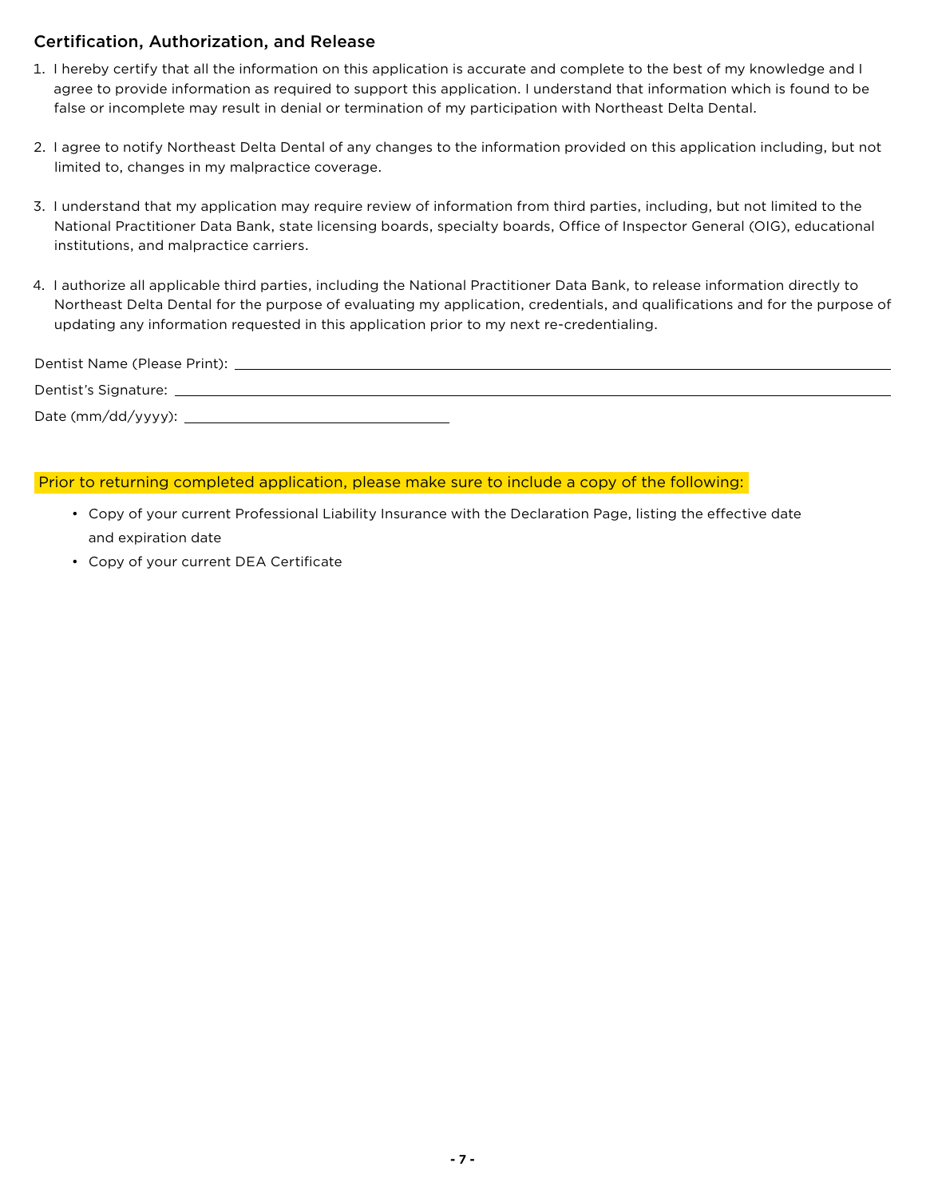## Certification, Authorization, and Release

1. I hereby certify that all the information on this application is accurate and complete to the best of my knowledge and I agree to provide information as required to support this application. I understand that information which is found to be false or incomplete may result in denial or termination of my participation with Northeast Delta Dental.

2. I agree to notify Northeast Delta Dental of any changes to the information provided on this application including, but not limited to, changes in my malpractice coverage.

3. I understand that my application may require review of information from third parties, including, but not limited to the National Practitioner Data Bank, state licensing boards, specialty boards, Office of Inspector General (OIG), educational institutions, and malpractice carriers.

4. I authorize all applicable third parties, including the National Practitioner Data Bank, to release information directly to Northeast Delta Dental for the purpose of evaluating my application, credentials, and qualifications and for the purpose of updating any information requested in this application prior to my next re-credentialing.

Dentist Name (Please Print): ______________________________

Dentist's Signature: ______________________________

Date (mm/dd/yyyy): ____________________

**Prior to returning completed application, please make sure to include a copy of the following:**

- Copy of your current Professional Liability Insurance with the Declaration Page, listing the effective date and expiration date
- Copy of your current DEA Certificate